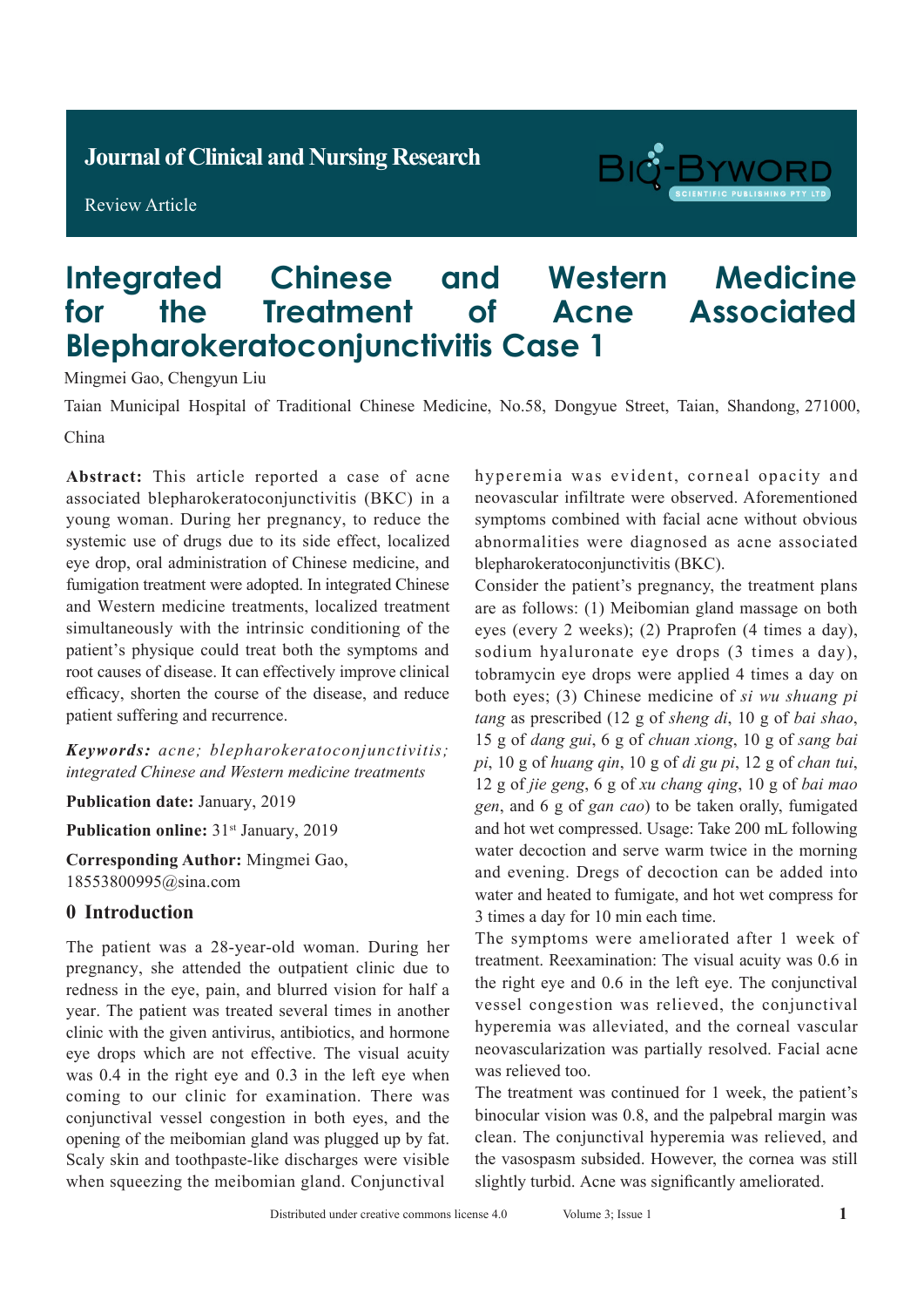Journal of Clinical and Nursing Research

Review Article

# Integrated Chinese and Western Medicine for the Treatment of Acne Associated Blepharokeratoconjunctivitis Case 1

Mingmei Gao, Chengyun Liu

Taian Municipal Hospital of Traditional Chinese Medicine, No.58, Dongyue Street, Taian, Shandong, 271000, China

**Abstract:** This article reported a case of acne associated blepharokeratoconjunctivitis (BKC) in a young woman. During her pregnancy, to reduce the systemic use of drugs due to its side effect, localized eye drop, oral administration of Chinese medicine, and fumigation treatment were adopted. In integrated Chinese and Western medicine treatments, localized treatment simultaneously with the intrinsic conditioning of the patient's physique could treat both the symptoms and root causes of disease. It can effectively improve clinical efficacy, shorten the course of the disease, and reduce patient suffering and recurrence.

***Keywords:*** *acne; blepharokeratoconjunctivitis; integrated Chinese and Western medicine treatments*

**Publication date:** January, 2019

**Publication online:** 31st January, 2019

**Corresponding Author:** Mingmei Gao, 18553800995@sina.com

## 0 Introduction

The patient was a 28-year-old woman. During her pregnancy, she attended the outpatient clinic due to redness in the eye, pain, and blurred vision for half a year. The patient was treated several times in another clinic with the given antivirus, antibiotics, and hormone eye drops which are not effective. The visual acuity was 0.4 in the right eye and 0.3 in the left eye when coming to our clinic for examination. There was conjunctival vessel congestion in both eyes, and the opening of the meibomian gland was plugged up by fat. Scaly skin and toothpaste-like discharges were visible when squeezing the meibomian gland. Conjunctival hyperemia was evident, corneal opacity and neovascular infiltrate were observed. Aforementioned symptoms combined with facial acne without obvious abnormalities were diagnosed as acne associated blepharokeratoconjunctivitis (BKC).

Consider the patient's pregnancy, the treatment plans are as follows: (1) Meibomian gland massage on both eyes (every 2 weeks); (2) Praprofen (4 times a day), sodium hyaluronate eye drops (3 times a day), tobramycin eye drops were applied 4 times a day on both eyes; (3) Chinese medicine of *si wu shuang pi tang* as prescribed (12 g of *sheng di*, 10 g of *bai shao*, 15 g of *dang gui*, 6 g of *chuan xiong*, 10 g of *sang bai pi*, 10 g of *huang qin*, 10 g of *di gu pi*, 12 g of *chan tui*, 12 g of *jie geng*, 6 g of *xu chang qing*, 10 g of *bai mao gen*, and 6 g of *gan cao*) to be taken orally, fumigated and hot wet compressed. Usage: Take 200 mL following water decoction and serve warm twice in the morning and evening. Dregs of decoction can be added into water and heated to fumigate, and hot wet compress for 3 times a day for 10 min each time.

The symptoms were ameliorated after 1 week of treatment. Reexamination: The visual acuity was 0.6 in the right eye and 0.6 in the left eye. The conjunctival vessel congestion was relieved, the conjunctival hyperemia was alleviated, and the corneal vascular neovascularization was partially resolved. Facial acne was relieved too.

The treatment was continued for 1 week, the patient's binocular vision was 0.8, and the palpebral margin was clean. The conjunctival hyperemia was relieved, and the vasospasm subsided. However, the cornea was still slightly turbid. Acne was significantly ameliorated.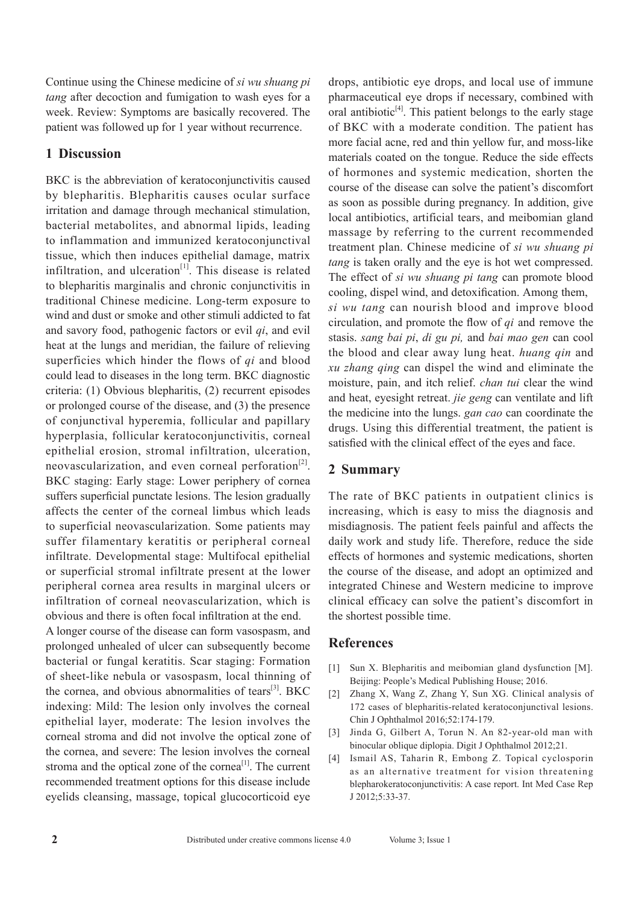Continue using the Chinese medicine of *si wu shuang pi tang* after decoction and fumigation to wash eyes for a week. Review: Symptoms are basically recovered. The patient was followed up for 1 year without recurrence.

## 1 Discussion

BKC is the abbreviation of keratoconjunctivitis caused by blepharitis. Blepharitis causes ocular surface irritation and damage through mechanical stimulation, bacterial metabolites, and abnormal lipids, leading to inflammation and immunized keratoconjunctival tissue, which then induces epithelial damage, matrix infiltration, and ulceration[1]. This disease is related to blepharitis marginalis and chronic conjunctivitis in traditional Chinese medicine. Long-term exposure to wind and dust or smoke and other stimuli addicted to fat and savory food, pathogenic factors or evil *qi*, and evil heat at the lungs and meridian, the failure of relieving superficies which hinder the flows of *qi* and blood could lead to diseases in the long term. BKC diagnostic criteria: (1) Obvious blepharitis, (2) recurrent episodes or prolonged course of the disease, and (3) the presence of conjunctival hyperemia, follicular and papillary hyperplasia, follicular keratoconjunctivitis, corneal epithelial erosion, stromal infiltration, ulceration, neovascularization, and even corneal perforation[2]. BKC staging: Early stage: Lower periphery of cornea suffers superficial punctate lesions. The lesion gradually affects the center of the corneal limbus which leads to superficial neovascularization. Some patients may suffer filamentary keratitis or peripheral corneal infiltrate. Developmental stage: Multifocal epithelial or superficial stromal infiltrate present at the lower peripheral cornea area results in marginal ulcers or infiltration of corneal neovascularization, which is obvious and there is often focal infiltration at the end. A longer course of the disease can form vasospasm, and prolonged unhealed of ulcer can subsequently become bacterial or fungal keratitis. Scar staging: Formation of sheet-like nebula or vasospasm, local thinning of the cornea, and obvious abnormalities of tears[3]. BKC indexing: Mild: The lesion only involves the corneal epithelial layer, moderate: The lesion involves the corneal stroma and did not involve the optical zone of the cornea, and severe: The lesion involves the corneal stroma and the optical zone of the cornea[1]. The current recommended treatment options for this disease include eyelids cleansing, massage, topical glucocorticoid eye drops, antibiotic eye drops, and local use of immune pharmaceutical eye drops if necessary, combined with oral antibiotic[4]. This patient belongs to the early stage of BKC with a moderate condition. The patient has more facial acne, red and thin yellow fur, and moss-like materials coated on the tongue. Reduce the side effects of hormones and systemic medication, shorten the course of the disease can solve the patient's discomfort as soon as possible during pregnancy. In addition, give local antibiotics, artificial tears, and meibomian gland massage by referring to the current recommended treatment plan. Chinese medicine of *si wu shuang pi tang* is taken orally and the eye is hot wet compressed. The effect of *si wu shuang pi tang* can promote blood cooling, dispel wind, and detoxification. Among them, *si wu tang* can nourish blood and improve blood circulation, and promote the flow of *qi* and remove the stasis. *sang bai pi*, *di gu pi,* and *bai mao gen* can cool the blood and clear away lung heat. *huang qin* and *xu zhang qing* can dispel the wind and eliminate the moisture, pain, and itch relief. *chan tui* clear the wind and heat, eyesight retreat. *jie geng* can ventilate and lift the medicine into the lungs. *gan cao* can coordinate the drugs. Using this differential treatment, the patient is satisfied with the clinical effect of the eyes and face.

## 2 Summary

The rate of BKC patients in outpatient clinics is increasing, which is easy to miss the diagnosis and misdiagnosis. The patient feels painful and affects the daily work and study life. Therefore, reduce the side effects of hormones and systemic medications, shorten the course of the disease, and adopt an optimized and integrated Chinese and Western medicine to improve clinical efficacy can solve the patient's discomfort in the shortest possible time.

## References

[1] Sun X. Blepharitis and meibomian gland dysfunction [M]. Beijing: People's Medical Publishing House; 2016.

[2] Zhang X, Wang Z, Zhang Y, Sun XG. Clinical analysis of 172 cases of blepharitis-related keratoconjunctival lesions. Chin J Ophthalmol 2016;52:174-179.

[3] Jinda G, Gilbert A, Torun N. An 82-year-old man with binocular oblique diplopia. Digit J Ophthalmol 2012;21.

[4] Ismail AS, Taharin R, Embong Z. Topical cyclosporin as an alternative treatment for vision threatening blepharokeratoconjunctivitis: A case report. Int Med Case Rep J 2012;5:33-37.